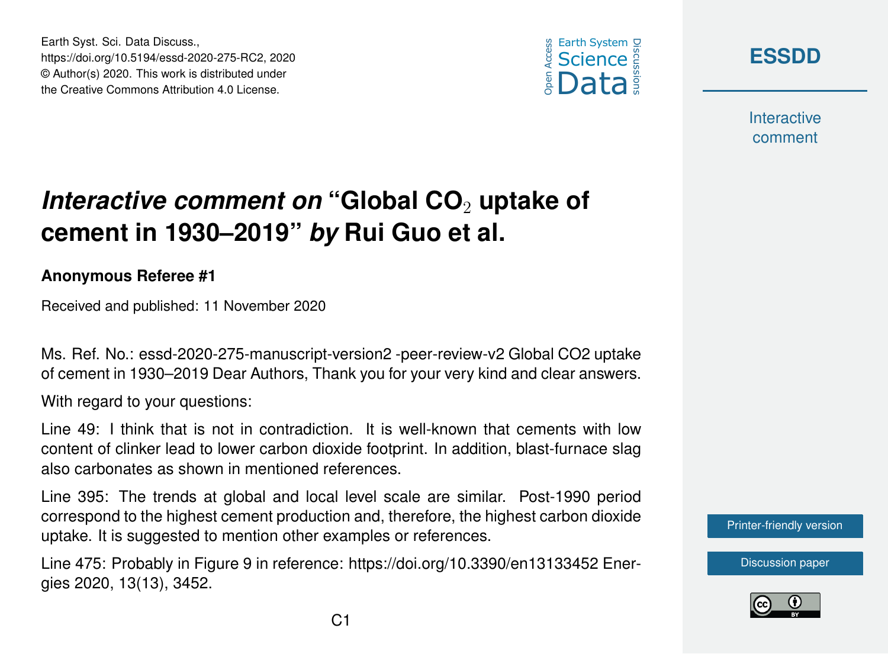# *Interactive comment on* "Global $CO_2$ uptake of cement in 1930–2019" *by* Rui Guo et al.

**Anonymous Referee #1**

Received and published: 11 November 2020

Ms. Ref. No.: essd-2020-275-manuscript-version2 -peer-review-v2 Global CO2 uptake of cement in 1930–2019 Dear Authors, Thank you for your very kind and clear answers.

With regard to your questions:

Line 49: I think that is not in contradiction. It is well-known that cements with low content of clinker lead to lower carbon dioxide footprint. In addition, blast-furnace slag also carbonates as shown in mentioned references.

Line 395: The trends at global and local level scale are similar. Post-1990 period correspond to the highest cement production and, therefore, the highest carbon dioxide uptake. It is suggested to mention other examples or references.

Line 475: Probably in Figure 9 in reference: https://doi.org/10.3390/en13133452 Energies 2020, 13(13), 3452.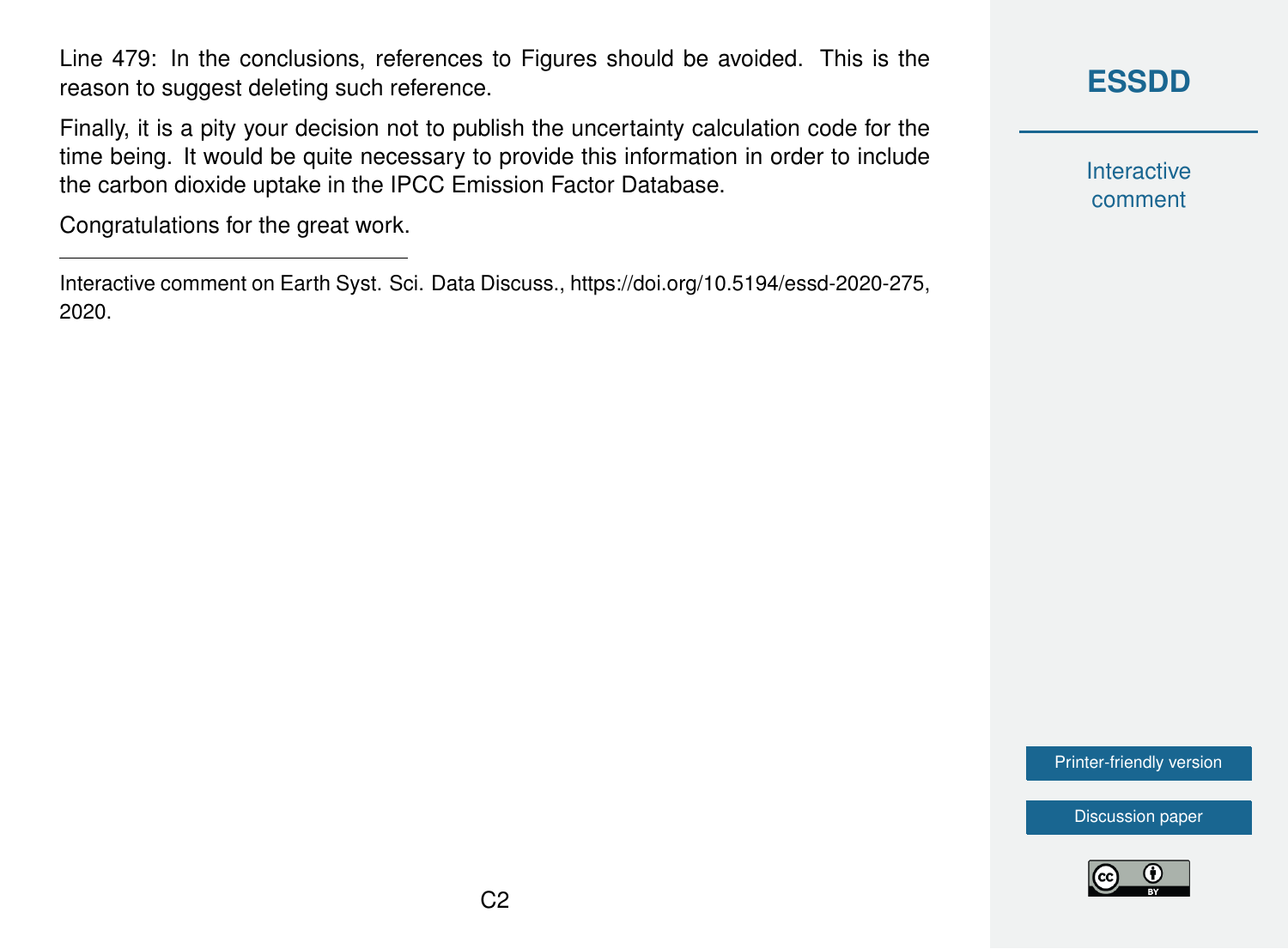Line 479: In the conclusions, references to Figures should be avoided. This is the reason to suggest deleting such reference.

Finally, it is a pity your decision not to publish the uncertainty calculation code for the time being. It would be quite necessary to provide this information in order to include the carbon dioxide uptake in the IPCC Emission Factor Database.

Congratulations for the great work.

---

Interactive comment on Earth Syst. Sci. Data Discuss., https://doi.org/10.5194/essd-2020-275, 2020.